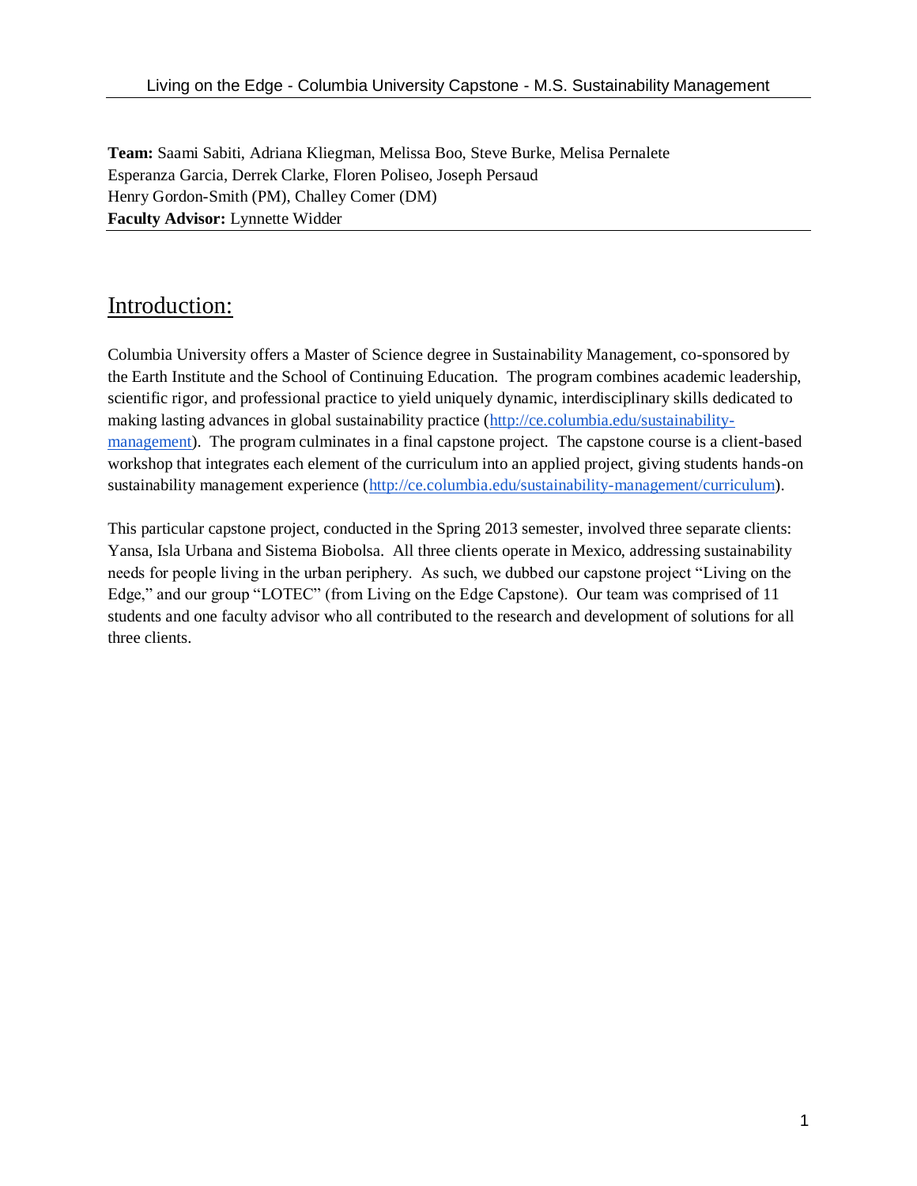**Team:** Saami Sabiti, Adriana Kliegman, Melissa Boo, Steve Burke, Melisa Pernalete
Esperanza Garcia, Derrek Clarke, Floren Poliseo, Joseph Persaud
Henry Gordon-Smith (PM), Challey Comer (DM)
**Faculty Advisor:** Lynnette Widder

## Introduction:

Columbia University offers a Master of Science degree in Sustainability Management, co-sponsored by the Earth Institute and the School of Continuing Education. The program combines academic leadership, scientific rigor, and professional practice to yield uniquely dynamic, interdisciplinary skills dedicated to making lasting advances in global sustainability practice (http://ce.columbia.edu/sustainability-management). The program culminates in a final capstone project. The capstone course is a client-based workshop that integrates each element of the curriculum into an applied project, giving students hands-on sustainability management experience (http://ce.columbia.edu/sustainability-management/curriculum).

This particular capstone project, conducted in the Spring 2013 semester, involved three separate clients: Yansa, Isla Urbana and Sistema Biobolsa. All three clients operate in Mexico, addressing sustainability needs for people living in the urban periphery. As such, we dubbed our capstone project "Living on the Edge," and our group "LOTEC" (from Living on the Edge Capstone). Our team was comprised of 11 students and one faculty advisor who all contributed to the research and development of solutions for all three clients.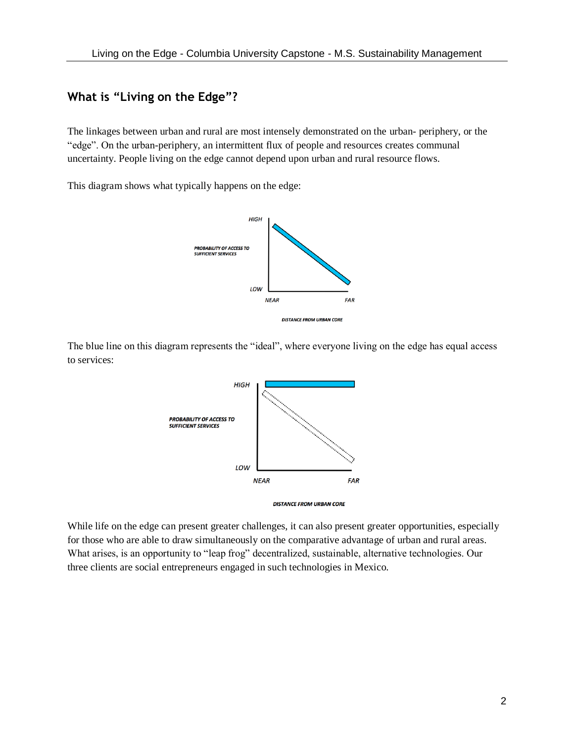## What is "Living on the Edge"?

The linkages between urban and rural are most intensely demonstrated on the urban- periphery, or the "edge". On the urban-periphery, an intermittent flux of people and resources creates communal uncertainty. People living on the edge cannot depend upon urban and rural resource flows.

This diagram shows what typically happens on the edge:

HIGH

PROBABILITY OF ACCESS TO SUFFICIENT SERVICES

LOW

NEAR FAR

DISTANCE FROM URBAN CORE

The blue line on this diagram represents the "ideal", where everyone living on the edge has equal access to services:

HIGH

PROBABILITY OF ACCESS TO SUFFICIENT SERVICES

LOW

NEAR FAR

DISTANCE FROM URBAN CORE

While life on the edge can present greater challenges, it can also present greater opportunities, especially for those who are able to draw simultaneously on the comparative advantage of urban and rural areas. What arises, is an opportunity to "leap frog" decentralized, sustainable, alternative technologies. Our three clients are social entrepreneurs engaged in such technologies in Mexico.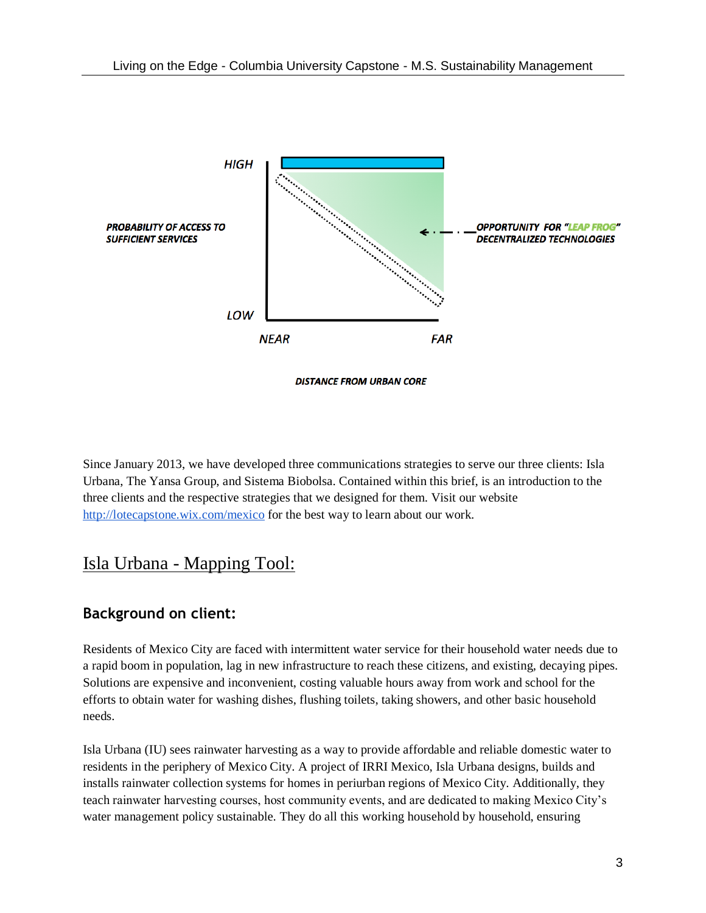HIGH

PROBABILITY OF ACCESS TO SUFFICIENT SERVICES

OPPORTUNITY FOR "LEAP FROG" DECENTRALIZED TECHNOLOGIES

LOW

NEAR

FAR

DISTANCE FROM URBAN CORE

Since January 2013, we have developed three communications strategies to serve our three clients: Isla Urbana, The Yansa Group, and Sistema Biobolsa. Contained within this brief, is an introduction to the three clients and the respective strategies that we designed for them. Visit our website [http://lotecapstone.wix.com/mexico](http://lotecapstone.wix.com/mexico) for the best way to learn about our work.

## Isla Urbana - Mapping Tool:

### Background on client:

Residents of Mexico City are faced with intermittent water service for their household water needs due to a rapid boom in population, lag in new infrastructure to reach these citizens, and existing, decaying pipes. Solutions are expensive and inconvenient, costing valuable hours away from work and school for the efforts to obtain water for washing dishes, flushing toilets, taking showers, and other basic household needs.

Isla Urbana (IU) sees rainwater harvesting as a way to provide affordable and reliable domestic water to residents in the periphery of Mexico City. A project of IRRI Mexico, Isla Urbana designs, builds and installs rainwater collection systems for homes in periurban regions of Mexico City. Additionally, they teach rainwater harvesting courses, host community events, and are dedicated to making Mexico City's water management policy sustainable. They do all this working household by household, ensuring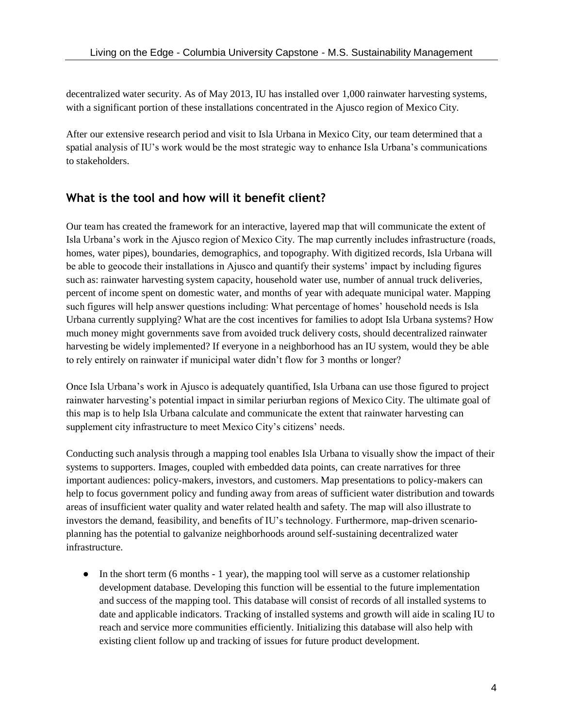decentralized water security. As of May 2013, IU has installed over 1,000 rainwater harvesting systems, with a significant portion of these installations concentrated in the Ajusco region of Mexico City.

After our extensive research period and visit to Isla Urbana in Mexico City, our team determined that a spatial analysis of IU's work would be the most strategic way to enhance Isla Urbana's communications to stakeholders.

## What is the tool and how will it benefit client?

Our team has created the framework for an interactive, layered map that will communicate the extent of Isla Urbana's work in the Ajusco region of Mexico City. The map currently includes infrastructure (roads, homes, water pipes), boundaries, demographics, and topography. With digitized records, Isla Urbana will be able to geocode their installations in Ajusco and quantify their systems' impact by including figures such as: rainwater harvesting system capacity, household water use, number of annual truck deliveries, percent of income spent on domestic water, and months of year with adequate municipal water. Mapping such figures will help answer questions including: What percentage of homes' household needs is Isla Urbana currently supplying? What are the cost incentives for families to adopt Isla Urbana systems? How much money might governments save from avoided truck delivery costs, should decentralized rainwater harvesting be widely implemented? If everyone in a neighborhood has an IU system, would they be able to rely entirely on rainwater if municipal water didn't flow for 3 months or longer?

Once Isla Urbana's work in Ajusco is adequately quantified, Isla Urbana can use those figured to project rainwater harvesting's potential impact in similar periurban regions of Mexico City. The ultimate goal of this map is to help Isla Urbana calculate and communicate the extent that rainwater harvesting can supplement city infrastructure to meet Mexico City's citizens' needs.

Conducting such analysis through a mapping tool enables Isla Urbana to visually show the impact of their systems to supporters. Images, coupled with embedded data points, can create narratives for three important audiences: policy-makers, investors, and customers. Map presentations to policy-makers can help to focus government policy and funding away from areas of sufficient water distribution and towards areas of insufficient water quality and water related health and safety. The map will also illustrate to investors the demand, feasibility, and benefits of IU's technology. Furthermore, map-driven scenario-planning has the potential to galvanize neighborhoods around self-sustaining decentralized water infrastructure.

- In the short term (6 months - 1 year), the mapping tool will serve as a customer relationship development database. Developing this function will be essential to the future implementation and success of the mapping tool. This database will consist of records of all installed systems to date and applicable indicators. Tracking of installed systems and growth will aide in scaling IU to reach and service more communities efficiently. Initializing this database will also help with existing client follow up and tracking of issues for future product development.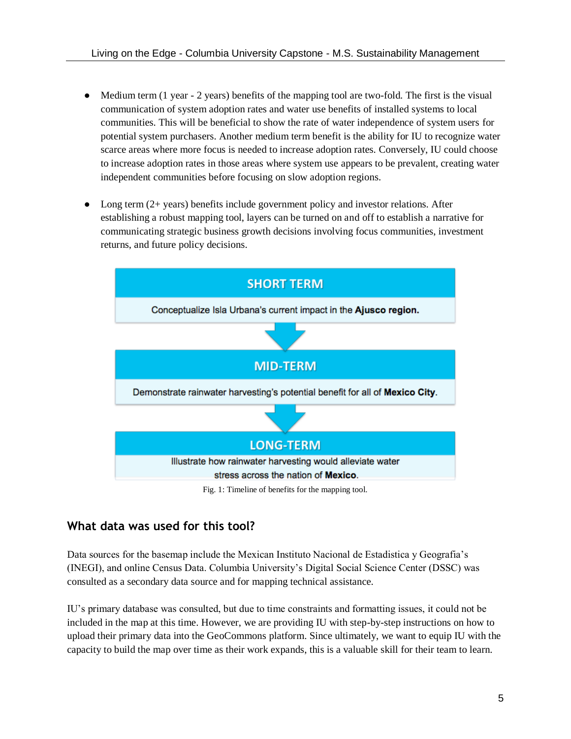- Medium term (1 year - 2 years) benefits of the mapping tool are two-fold. The first is the visual communication of system adoption rates and water use benefits of installed systems to local communities. This will be beneficial to show the rate of water independence of system users for potential system purchasers. Another medium term benefit is the ability for IU to recognize water scarce areas where more focus is needed to increase adoption rates. Conversely, IU could choose to increase adoption rates in those areas where system use appears to be prevalent, creating water independent communities before focusing on slow adoption regions.

- Long term (2+ years) benefits include government policy and investor relations. After establishing a robust mapping tool, layers can be turned on and off to establish a narrative for communicating strategic business growth decisions involving focus communities, investment returns, and future policy decisions.

**SHORT TERM**

Conceptualize Isla Urbana's current impact in the **Ajusco region.**

**MID-TERM**

Demonstrate rainwater harvesting's potential benefit for all of **Mexico City**.

**LONG-TERM**

Illustrate how rainwater harvesting would alleviate water stress across the nation of **Mexico**.

Fig. 1: Timeline of benefits for the mapping tool.

## What data was used for this tool?

Data sources for the basemap include the Mexican Instituto Nacional de Estadistica y Geografia's (INEGI), and online Census Data. Columbia University's Digital Social Science Center (DSSC) was consulted as a secondary data source and for mapping technical assistance.

IU's primary database was consulted, but due to time constraints and formatting issues, it could not be included in the map at this time. However, we are providing IU with step-by-step instructions on how to upload their primary data into the GeoCommons platform. Since ultimately, we want to equip IU with the capacity to build the map over time as their work expands, this is a valuable skill for their team to learn.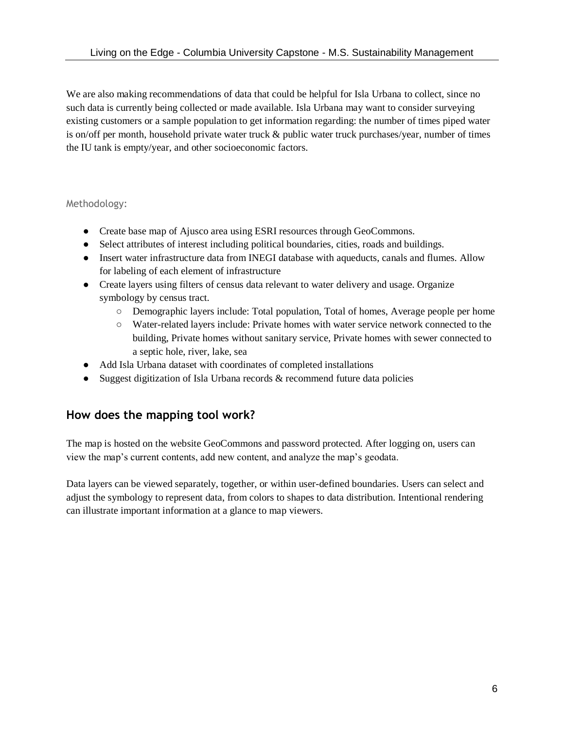We are also making recommendations of data that could be helpful for Isla Urbana to collect, since no such data is currently being collected or made available. Isla Urbana may want to consider surveying existing customers or a sample population to get information regarding: the number of times piped water is on/off per month, household private water truck & public water truck purchases/year, number of times the IU tank is empty/year, and other socioeconomic factors.

Methodology:

- Create base map of Ajusco area using ESRI resources through GeoCommons.
- Select attributes of interest including political boundaries, cities, roads and buildings.
- Insert water infrastructure data from INEGI database with aqueducts, canals and flumes. Allow for labeling of each element of infrastructure
- Create layers using filters of census data relevant to water delivery and usage. Organize symbology by census tract.
  - Demographic layers include: Total population, Total of homes, Average people per home
  - Water-related layers include: Private homes with water service network connected to the building, Private homes without sanitary service, Private homes with sewer connected to a septic hole, river, lake, sea
- Add Isla Urbana dataset with coordinates of completed installations
- Suggest digitization of Isla Urbana records & recommend future data policies

## How does the mapping tool work?

The map is hosted on the website GeoCommons and password protected. After logging on, users can view the map's current contents, add new content, and analyze the map's geodata.

Data layers can be viewed separately, together, or within user-defined boundaries. Users can select and adjust the symbology to represent data, from colors to shapes to data distribution. Intentional rendering can illustrate important information at a glance to map viewers.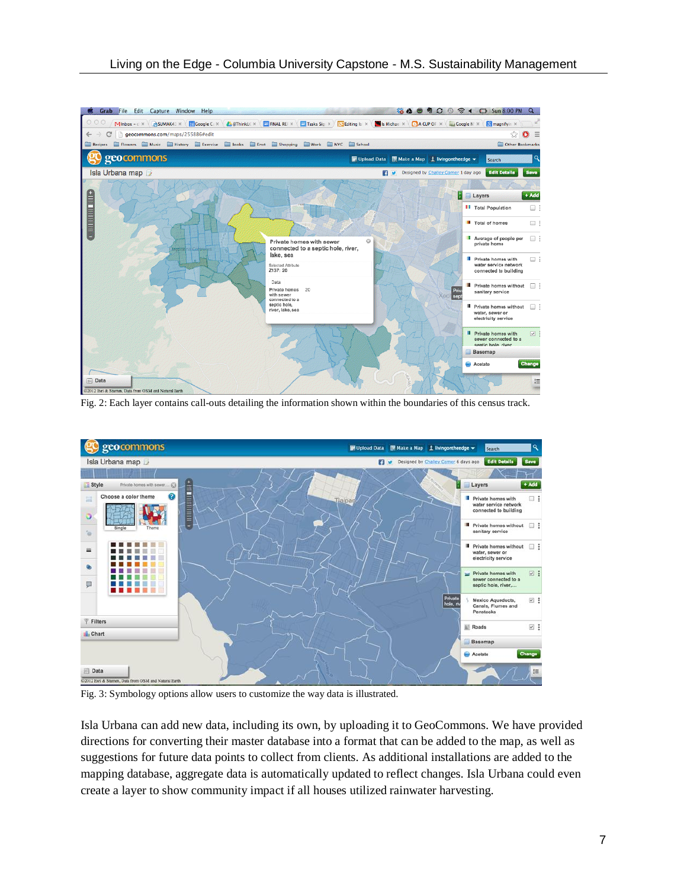Fig. 2: Each layer contains call-outs detailing the information shown within the boundaries of this census track.

Fig. 3: Symbology options allow users to customize the way data is illustrated.

Isla Urbana can add new data, including its own, by uploading it to GeoCommons. We have provided directions for converting their master database into a format that can be added to the map, as well as suggestions for future data points to collect from clients. As additional installations are added to the mapping database, aggregate data is automatically updated to reflect changes. Isla Urbana could even create a layer to show community impact if all houses utilized rainwater harvesting.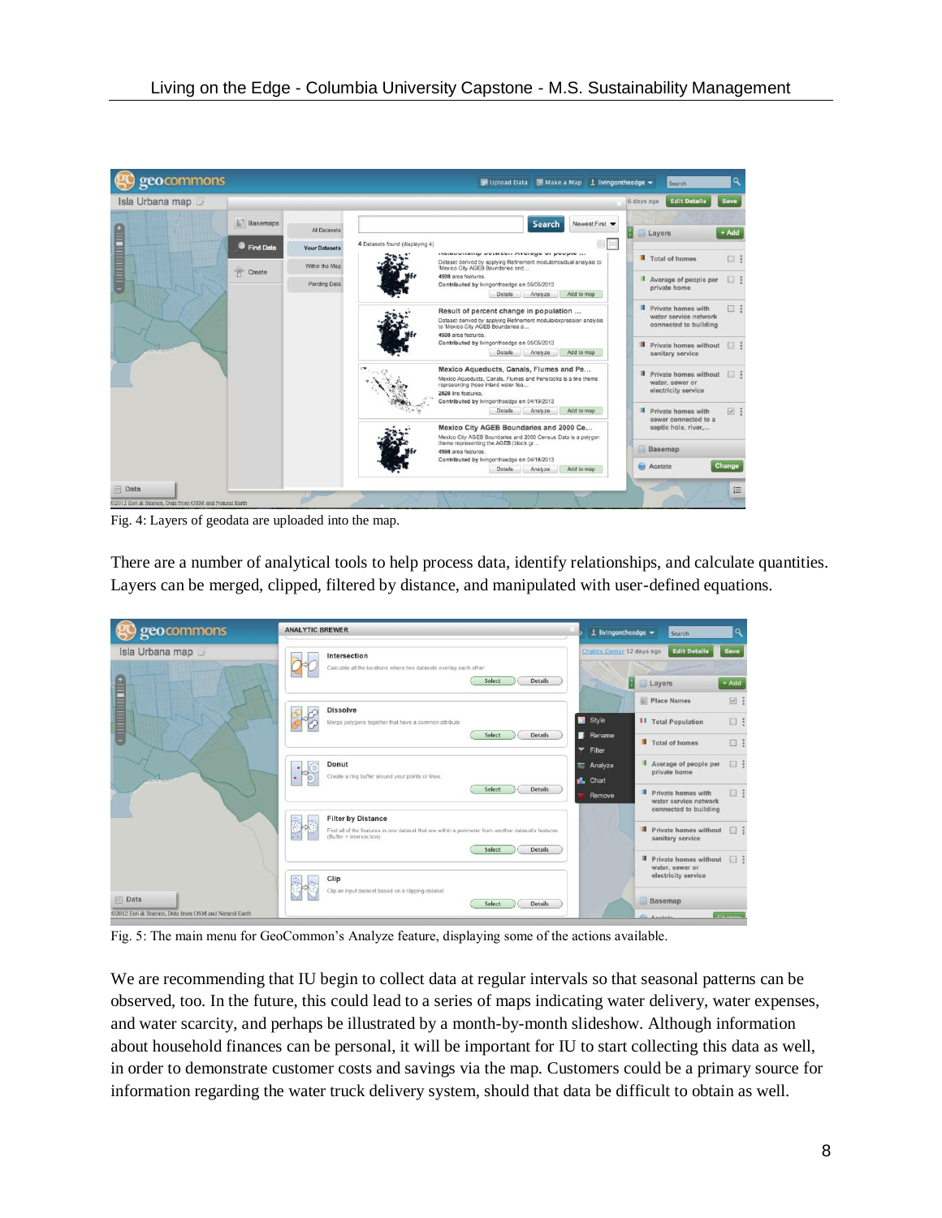Fig. 4: Layers of geodata are uploaded into the map.

There are a number of analytical tools to help process data, identify relationships, and calculate quantities. Layers can be merged, clipped, filtered by distance, and manipulated with user-defined equations.

Fig. 5: The main menu for GeoCommon's Analyze feature, displaying some of the actions available.

We are recommending that IU begin to collect data at regular intervals so that seasonal patterns can be observed, too. In the future, this could lead to a series of maps indicating water delivery, water expenses, and water scarcity, and perhaps be illustrated by a month-by-month slideshow. Although information about household finances can be personal, it will be important for IU to start collecting this data as well, in order to demonstrate customer costs and savings via the map. Customers could be a primary source for information regarding the water truck delivery system, should that data be difficult to obtain as well.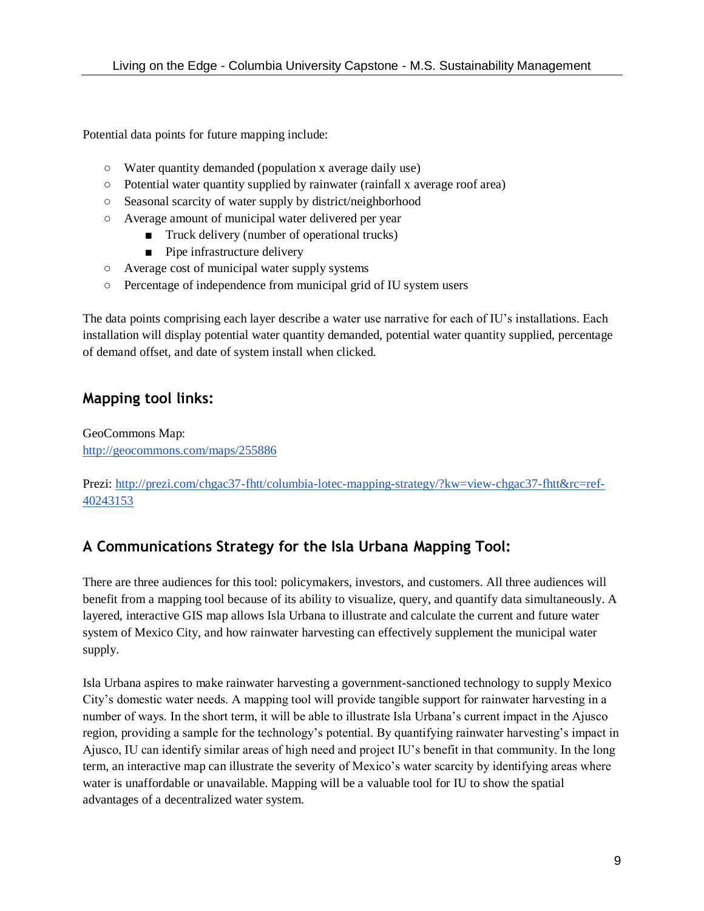Potential data points for future mapping include:

- Water quantity demanded (population x average daily use)
- Potential water quantity supplied by rainwater (rainfall x average roof area)
- Seasonal scarcity of water supply by district/neighborhood
- Average amount of municipal water delivered per year
  - Truck delivery (number of operational trucks)
  - Pipe infrastructure delivery
- Average cost of municipal water supply systems
- Percentage of independence from municipal grid of IU system users

The data points comprising each layer describe a water use narrative for each of IU's installations. Each installation will display potential water quantity demanded, potential water quantity supplied, percentage of demand offset, and date of system install when clicked.

## Mapping tool links:

GeoCommons Map:
[http://geocommons.com/maps/255886](http://geocommons.com/maps/255886)

Prezi: [http://prezi.com/chgac37-fhtt/columbia-lotec-mapping-strategy/?kw=view-chgac37-fhtt&rc=ref-40243153](http://prezi.com/chgac37-fhtt/columbia-lotec-mapping-strategy/?kw=view-chgac37-fhtt&rc=ref-40243153)

## A Communications Strategy for the Isla Urbana Mapping Tool:

There are three audiences for this tool: policymakers, investors, and customers. All three audiences will benefit from a mapping tool because of its ability to visualize, query, and quantify data simultaneously. A layered, interactive GIS map allows Isla Urbana to illustrate and calculate the current and future water system of Mexico City, and how rainwater harvesting can effectively supplement the municipal water supply.

Isla Urbana aspires to make rainwater harvesting a government-sanctioned technology to supply Mexico City's domestic water needs. A mapping tool will provide tangible support for rainwater harvesting in a number of ways. In the short term, it will be able to illustrate Isla Urbana's current impact in the Ajusco region, providing a sample for the technology's potential. By quantifying rainwater harvesting's impact in Ajusco, IU can identify similar areas of high need and project IU's benefit in that community. In the long term, an interactive map can illustrate the severity of Mexico's water scarcity by identifying areas where water is unaffordable or unavailable. Mapping will be a valuable tool for IU to show the spatial advantages of a decentralized water system.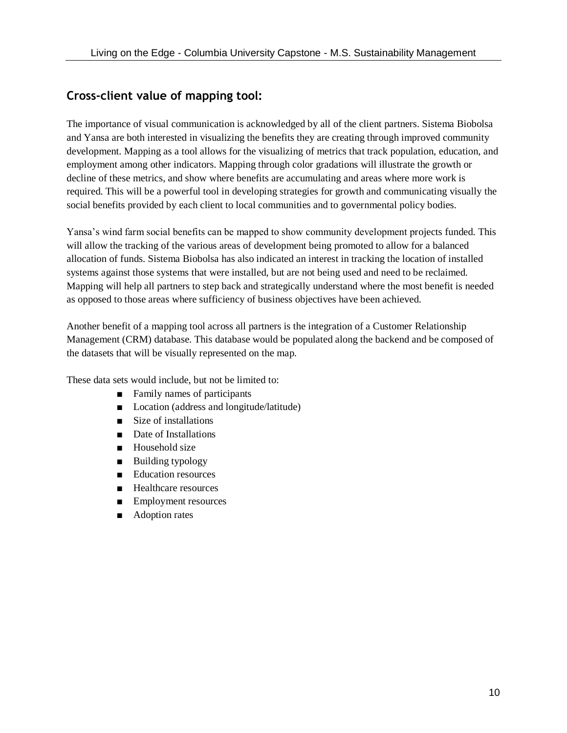## Cross-client value of mapping tool:

The importance of visual communication is acknowledged by all of the client partners. Sistema Biobolsa and Yansa are both interested in visualizing the benefits they are creating through improved community development. Mapping as a tool allows for the visualizing of metrics that track population, education, and employment among other indicators. Mapping through color gradations will illustrate the growth or decline of these metrics, and show where benefits are accumulating and areas where more work is required. This will be a powerful tool in developing strategies for growth and communicating visually the social benefits provided by each client to local communities and to governmental policy bodies.

Yansa's wind farm social benefits can be mapped to show community development projects funded. This will allow the tracking of the various areas of development being promoted to allow for a balanced allocation of funds. Sistema Biobolsa has also indicated an interest in tracking the location of installed systems against those systems that were installed, but are not being used and need to be reclaimed. Mapping will help all partners to step back and strategically understand where the most benefit is needed as opposed to those areas where sufficiency of business objectives have been achieved.

Another benefit of a mapping tool across all partners is the integration of a Customer Relationship Management (CRM) database. This database would be populated along the backend and be composed of the datasets that will be visually represented on the map.

These data sets would include, but not be limited to:

- Family names of participants
- Location (address and longitude/latitude)
- Size of installations
- Date of Installations
- Household size
- Building typology
- Education resources
- Healthcare resources
- Employment resources
- Adoption rates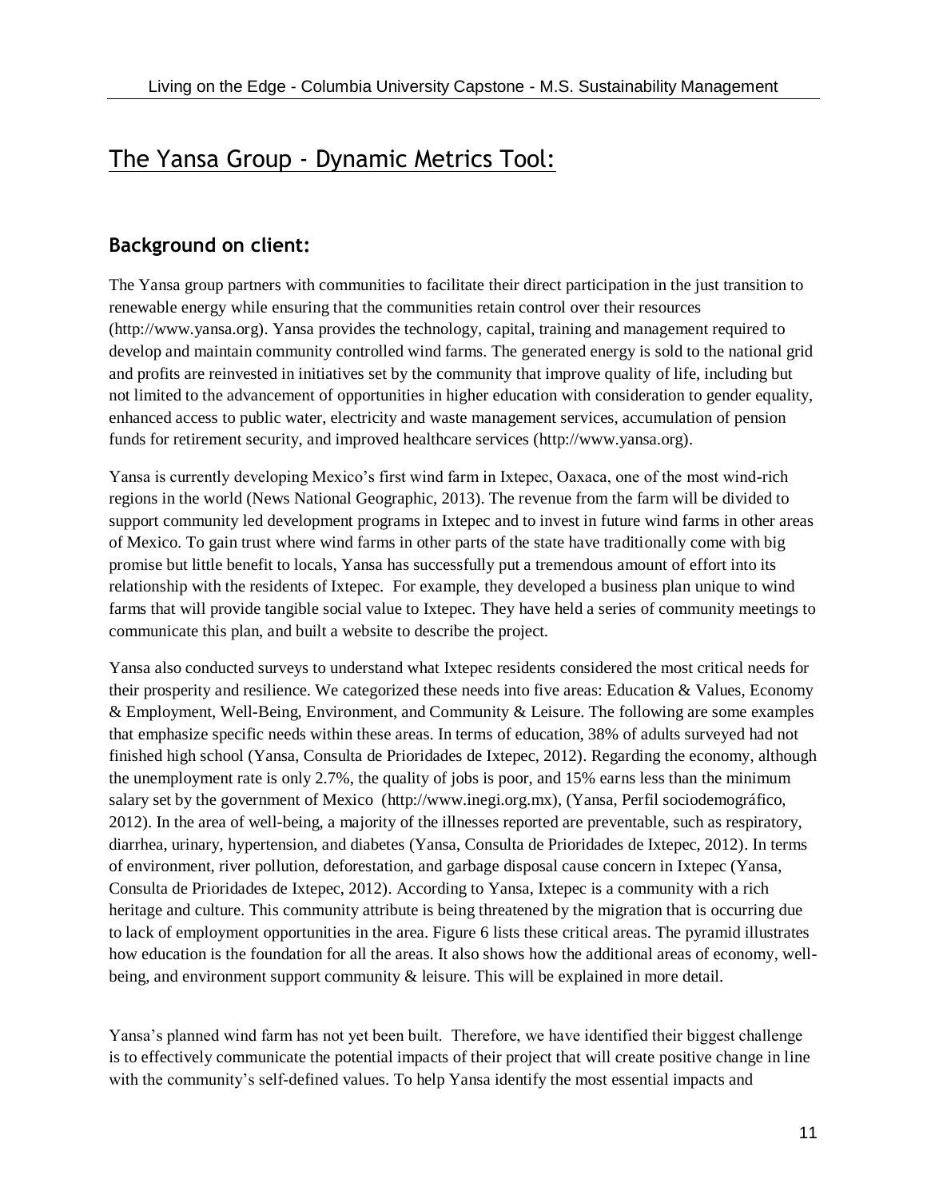# The Yansa Group - Dynamic Metrics Tool:

## Background on client:

The Yansa group partners with communities to facilitate their direct participation in the just transition to renewable energy while ensuring that the communities retain control over their resources (http://www.yansa.org). Yansa provides the technology, capital, training and management required to develop and maintain community controlled wind farms. The generated energy is sold to the national grid and profits are reinvested in initiatives set by the community that improve quality of life, including but not limited to the advancement of opportunities in higher education with consideration to gender equality, enhanced access to public water, electricity and waste management services, accumulation of pension funds for retirement security, and improved healthcare services (http://www.yansa.org).

Yansa is currently developing Mexico's first wind farm in Ixtepec, Oaxaca, one of the most wind-rich regions in the world (News National Geographic, 2013). The revenue from the farm will be divided to support community led development programs in Ixtepec and to invest in future wind farms in other areas of Mexico. To gain trust where wind farms in other parts of the state have traditionally come with big promise but little benefit to locals, Yansa has successfully put a tremendous amount of effort into its relationship with the residents of Ixtepec. For example, they developed a business plan unique to wind farms that will provide tangible social value to Ixtepec. They have held a series of community meetings to communicate this plan, and built a website to describe the project.

Yansa also conducted surveys to understand what Ixtepec residents considered the most critical needs for their prosperity and resilience. We categorized these needs into five areas: Education & Values, Economy & Employment, Well-Being, Environment, and Community & Leisure. The following are some examples that emphasize specific needs within these areas. In terms of education, 38% of adults surveyed had not finished high school (Yansa, Consulta de Prioridades de Ixtepec, 2012). Regarding the economy, although the unemployment rate is only 2.7%, the quality of jobs is poor, and 15% earns less than the minimum salary set by the government of Mexico (http://www.inegi.org.mx), (Yansa, Perfil sociodemográfico, 2012). In the area of well-being, a majority of the illnesses reported are preventable, such as respiratory, diarrhea, urinary, hypertension, and diabetes (Yansa, Consulta de Prioridades de Ixtepec, 2012). In terms of environment, river pollution, deforestation, and garbage disposal cause concern in Ixtepec (Yansa, Consulta de Prioridades de Ixtepec, 2012). According to Yansa, Ixtepec is a community with a rich heritage and culture. This community attribute is being threatened by the migration that is occurring due to lack of employment opportunities in the area. Figure 6 lists these critical areas. The pyramid illustrates how education is the foundation for all the areas. It also shows how the additional areas of economy, well-being, and environment support community & leisure. This will be explained in more detail.

Yansa's planned wind farm has not yet been built. Therefore, we have identified their biggest challenge is to effectively communicate the potential impacts of their project that will create positive change in line with the community's self-defined values. To help Yansa identify the most essential impacts and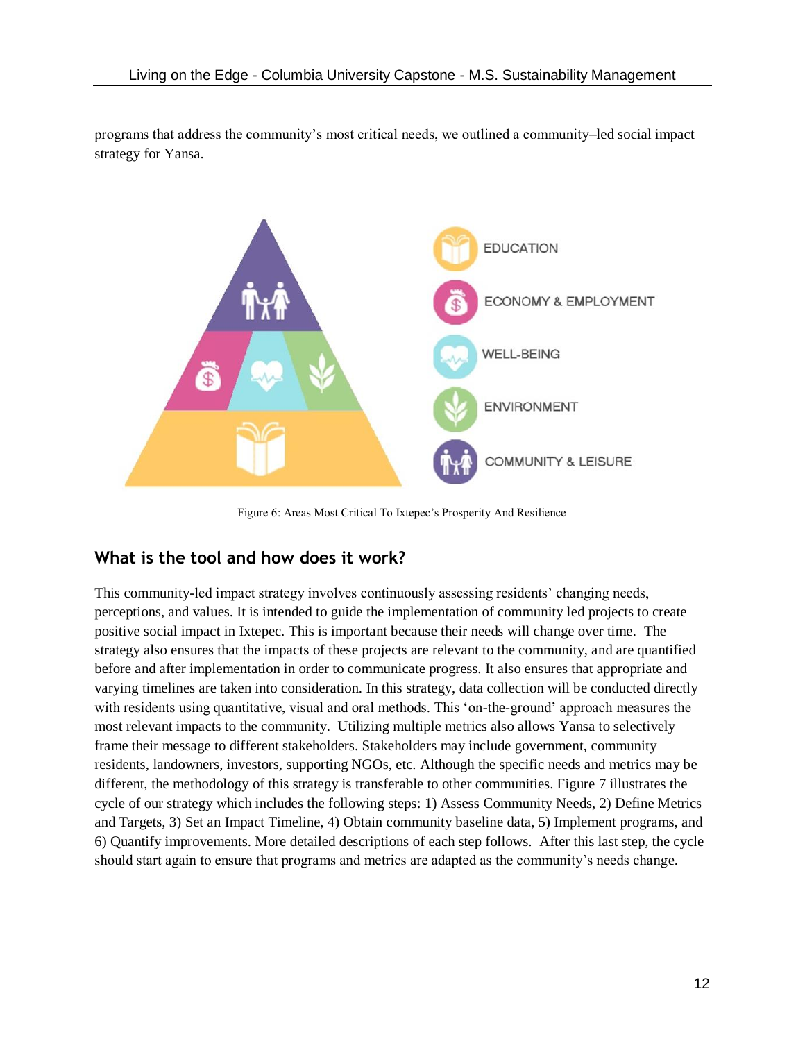programs that address the community's most critical needs, we outlined a community–led social impact strategy for Yansa.

EDUCATION

ECONOMY & EMPLOYMENT

WELL-BEING

ENVIRONMENT

COMMUNITY & LEISURE

Figure 6: Areas Most Critical To Ixtepec's Prosperity And Resilience

## What is the tool and how does it work?

This community-led impact strategy involves continuously assessing residents' changing needs, perceptions, and values. It is intended to guide the implementation of community led projects to create positive social impact in Ixtepec. This is important because their needs will change over time. The strategy also ensures that the impacts of these projects are relevant to the community, and are quantified before and after implementation in order to communicate progress. It also ensures that appropriate and varying timelines are taken into consideration. In this strategy, data collection will be conducted directly with residents using quantitative, visual and oral methods. This 'on-the-ground' approach measures the most relevant impacts to the community. Utilizing multiple metrics also allows Yansa to selectively frame their message to different stakeholders. Stakeholders may include government, community residents, landowners, investors, supporting NGOs, etc. Although the specific needs and metrics may be different, the methodology of this strategy is transferable to other communities. Figure 7 illustrates the cycle of our strategy which includes the following steps: 1) Assess Community Needs, 2) Define Metrics and Targets, 3) Set an Impact Timeline, 4) Obtain community baseline data, 5) Implement programs, and 6) Quantify improvements. More detailed descriptions of each step follows. After this last step, the cycle should start again to ensure that programs and metrics are adapted as the community's needs change.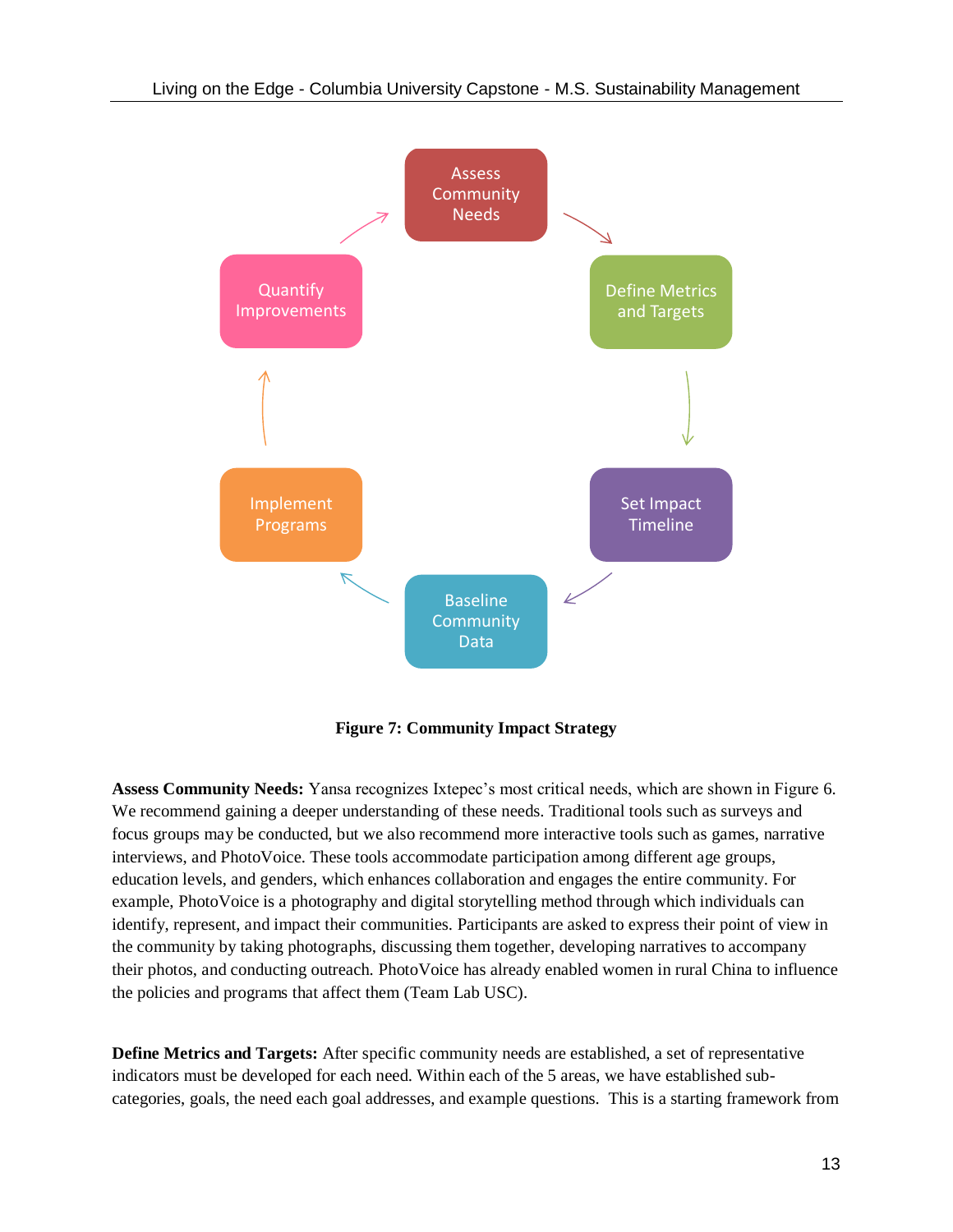Assess Community Needs

Define Metrics and Targets

Set Impact Timeline

Baseline Community Data

Implement Programs

Quantify Improvements

**Figure 7: Community Impact Strategy**

**Assess Community Needs:** Yansa recognizes Ixtepec's most critical needs, which are shown in Figure 6. We recommend gaining a deeper understanding of these needs. Traditional tools such as surveys and focus groups may be conducted, but we also recommend more interactive tools such as games, narrative interviews, and PhotoVoice. These tools accommodate participation among different age groups, education levels, and genders, which enhances collaboration and engages the entire community. For example, PhotoVoice is a photography and digital storytelling method through which individuals can identify, represent, and impact their communities. Participants are asked to express their point of view in the community by taking photographs, discussing them together, developing narratives to accompany their photos, and conducting outreach. PhotoVoice has already enabled women in rural China to influence the policies and programs that affect them (Team Lab USC).

**Define Metrics and Targets:** After specific community needs are established, a set of representative indicators must be developed for each need. Within each of the 5 areas, we have established sub-categories, goals, the need each goal addresses, and example questions. This is a starting framework from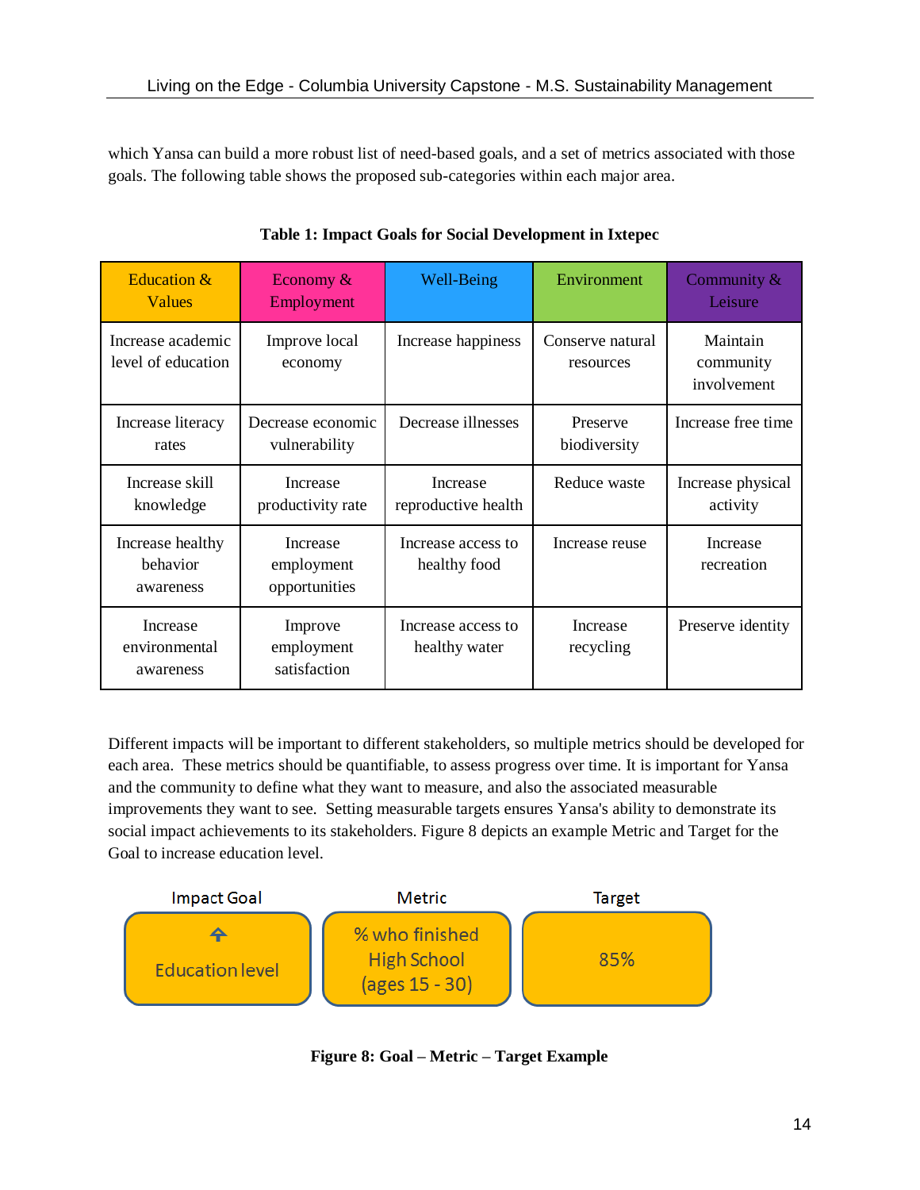which Yansa can build a more robust list of need-based goals, and a set of metrics associated with those goals. The following table shows the proposed sub-categories within each major area.

**Table 1: Impact Goals for Social Development in Ixtepec**

| Education & Values | Economy & Employment | Well-Being | Environment | Community & Leisure |
|---|---|---|---|---|
| Increase academic level of education | Improve local economy | Increase happiness | Conserve natural resources | Maintain community involvement |
| Increase literacy rates | Decrease economic vulnerability | Decrease illnesses | Preserve biodiversity | Increase free time |
| Increase skill knowledge | Increase productivity rate | Increase reproductive health | Reduce waste | Increase physical activity |
| Increase healthy behavior awareness | Increase employment opportunities | Increase access to healthy food | Increase reuse | Increase recreation |
| Increase environmental awareness | Improve employment satisfaction | Increase access to healthy water | Increase recycling | Preserve identity |

Different impacts will be important to different stakeholders, so multiple metrics should be developed for each area. These metrics should be quantifiable, to assess progress over time. It is important for Yansa and the community to define what they want to measure, and also the associated measurable improvements they want to see. Setting measurable targets ensures Yansa's ability to demonstrate its social impact achievements to its stakeholders. Figure 8 depicts an example Metric and Target for the Goal to increase education level.

| Impact Goal | Metric | Target |
|---|---|---|
| ↑ Education level | % who finished High School (ages 15 - 30) | 85% |

**Figure 8: Goal – Metric – Target Example**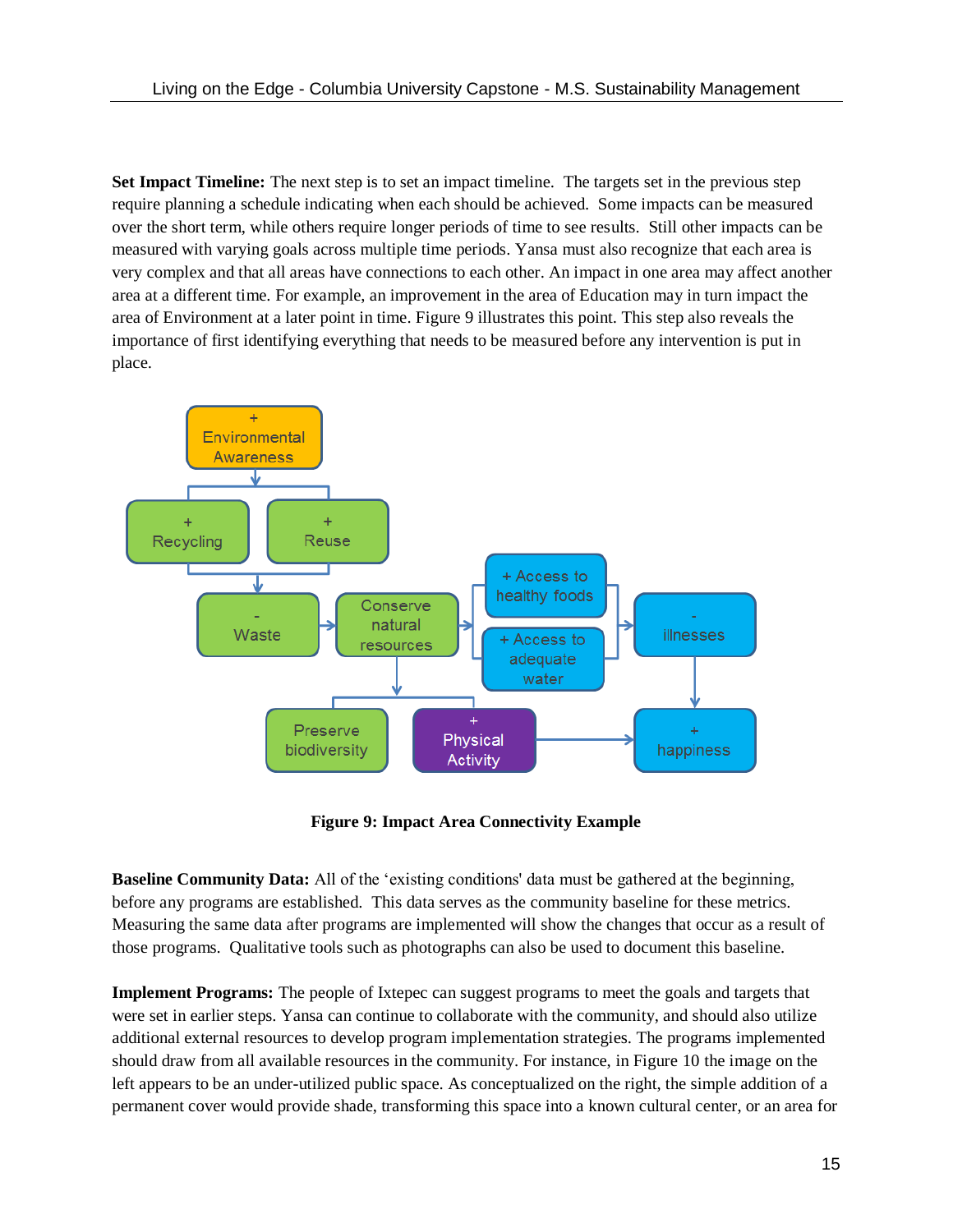**Set Impact Timeline:** The next step is to set an impact timeline. The targets set in the previous step require planning a schedule indicating when each should be achieved. Some impacts can be measured over the short term, while others require longer periods of time to see results. Still other impacts can be measured with varying goals across multiple time periods. Yansa must also recognize that each area is very complex and that all areas have connections to each other. An impact in one area may affect another area at a different time. For example, an improvement in the area of Education may in turn impact the area of Environment at a later point in time. Figure 9 illustrates this point. This step also reveals the importance of first identifying everything that needs to be measured before any intervention is put in place.

**Figure 9: Impact Area Connectivity Example**

**Baseline Community Data:** All of the 'existing conditions' data must be gathered at the beginning, before any programs are established. This data serves as the community baseline for these metrics. Measuring the same data after programs are implemented will show the changes that occur as a result of those programs. Qualitative tools such as photographs can also be used to document this baseline.

**Implement Programs:** The people of Ixtepec can suggest programs to meet the goals and targets that were set in earlier steps. Yansa can continue to collaborate with the community, and should also utilize additional external resources to develop program implementation strategies. The programs implemented should draw from all available resources in the community. For instance, in Figure 10 the image on the left appears to be an under-utilized public space. As conceptualized on the right, the simple addition of a permanent cover would provide shade, transforming this space into a known cultural center, or an area for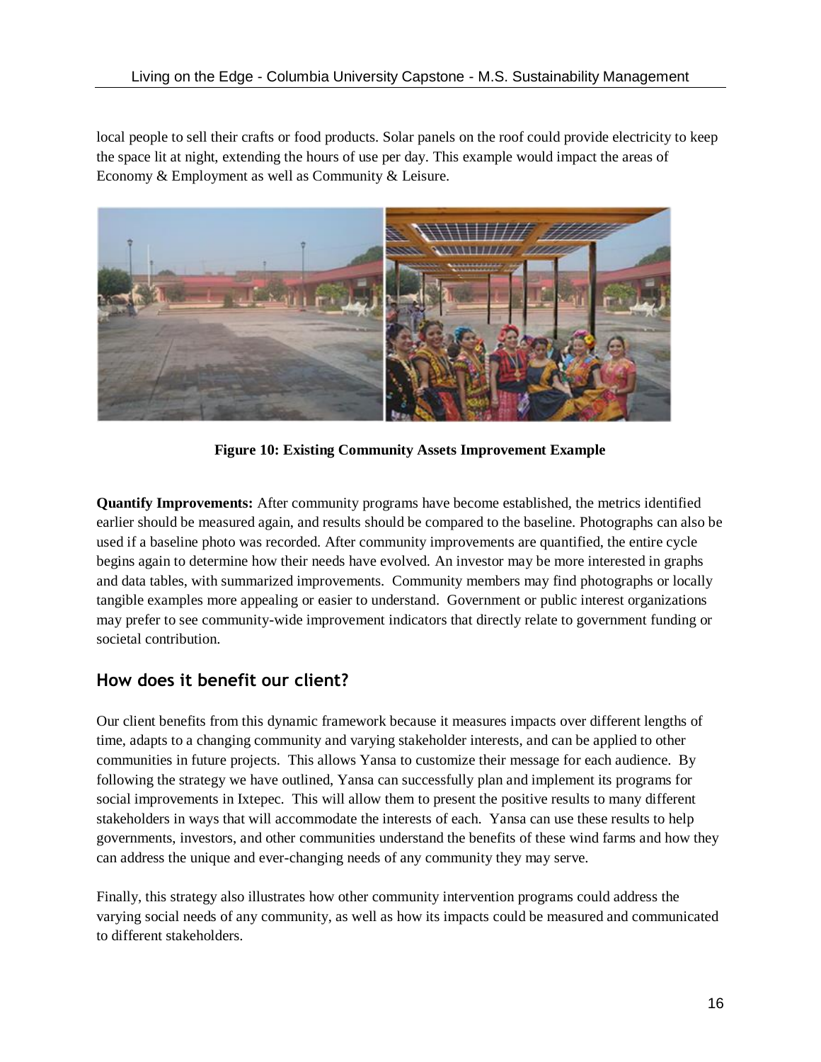local people to sell their crafts or food products. Solar panels on the roof could provide electricity to keep the space lit at night, extending the hours of use per day. This example would impact the areas of Economy & Employment as well as Community & Leisure.

**Figure 10: Existing Community Assets Improvement Example**

**Quantify Improvements:** After community programs have become established, the metrics identified earlier should be measured again, and results should be compared to the baseline. Photographs can also be used if a baseline photo was recorded. After community improvements are quantified, the entire cycle begins again to determine how their needs have evolved. An investor may be more interested in graphs and data tables, with summarized improvements. Community members may find photographs or locally tangible examples more appealing or easier to understand. Government or public interest organizations may prefer to see community-wide improvement indicators that directly relate to government funding or societal contribution.

## How does it benefit our client?

Our client benefits from this dynamic framework because it measures impacts over different lengths of time, adapts to a changing community and varying stakeholder interests, and can be applied to other communities in future projects. This allows Yansa to customize their message for each audience. By following the strategy we have outlined, Yansa can successfully plan and implement its programs for social improvements in Ixtepec. This will allow them to present the positive results to many different stakeholders in ways that will accommodate the interests of each. Yansa can use these results to help governments, investors, and other communities understand the benefits of these wind farms and how they can address the unique and ever-changing needs of any community they may serve.

Finally, this strategy also illustrates how other community intervention programs could address the varying social needs of any community, as well as how its impacts could be measured and communicated to different stakeholders.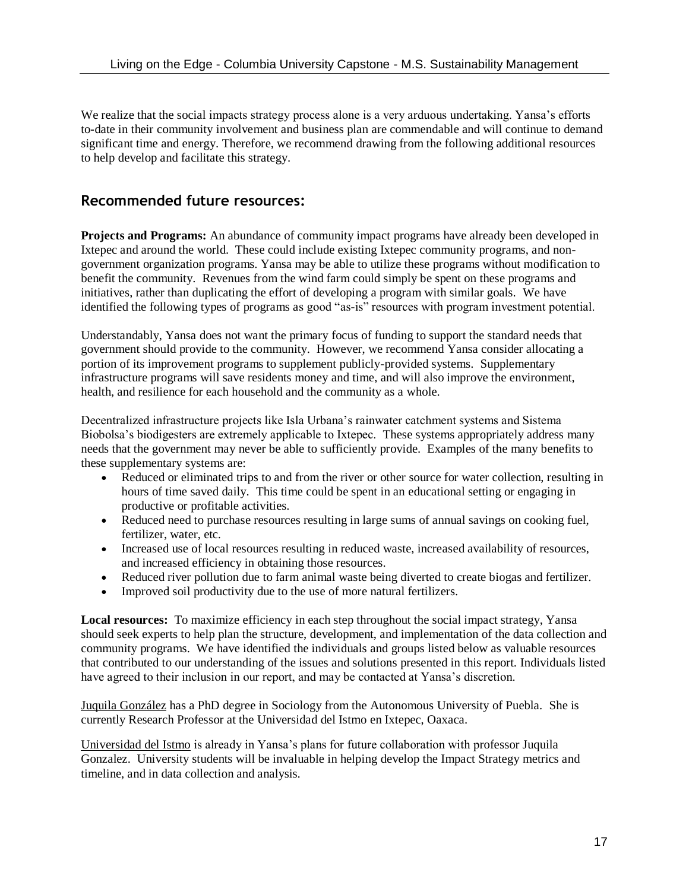We realize that the social impacts strategy process alone is a very arduous undertaking. Yansa's efforts to-date in their community involvement and business plan are commendable and will continue to demand significant time and energy. Therefore, we recommend drawing from the following additional resources to help develop and facilitate this strategy.

## Recommended future resources:

**Projects and Programs:** An abundance of community impact programs have already been developed in Ixtepec and around the world. These could include existing Ixtepec community programs, and non-government organization programs. Yansa may be able to utilize these programs without modification to benefit the community. Revenues from the wind farm could simply be spent on these programs and initiatives, rather than duplicating the effort of developing a program with similar goals. We have identified the following types of programs as good "as-is" resources with program investment potential.

Understandably, Yansa does not want the primary focus of funding to support the standard needs that government should provide to the community. However, we recommend Yansa consider allocating a portion of its improvement programs to supplement publicly-provided systems. Supplementary infrastructure programs will save residents money and time, and will also improve the environment, health, and resilience for each household and the community as a whole.

Decentralized infrastructure projects like Isla Urbana's rainwater catchment systems and Sistema Biobolsa's biodigesters are extremely applicable to Ixtepec. These systems appropriately address many needs that the government may never be able to sufficiently provide. Examples of the many benefits to these supplementary systems are:

- Reduced or eliminated trips to and from the river or other source for water collection, resulting in hours of time saved daily. This time could be spent in an educational setting or engaging in productive or profitable activities.
- Reduced need to purchase resources resulting in large sums of annual savings on cooking fuel, fertilizer, water, etc.
- Increased use of local resources resulting in reduced waste, increased availability of resources, and increased efficiency in obtaining those resources.
- Reduced river pollution due to farm animal waste being diverted to create biogas and fertilizer.
- Improved soil productivity due to the use of more natural fertilizers.

**Local resources:** To maximize efficiency in each step throughout the social impact strategy, Yansa should seek experts to help plan the structure, development, and implementation of the data collection and community programs. We have identified the individuals and groups listed below as valuable resources that contributed to our understanding of the issues and solutions presented in this report. Individuals listed have agreed to their inclusion in our report, and may be contacted at Yansa's discretion.

Juquila González has a PhD degree in Sociology from the Autonomous University of Puebla. She is currently Research Professor at the Universidad del Istmo en Ixtepec, Oaxaca.

Universidad del Istmo is already in Yansa's plans for future collaboration with professor Juquila Gonzalez. University students will be invaluable in helping develop the Impact Strategy metrics and timeline, and in data collection and analysis.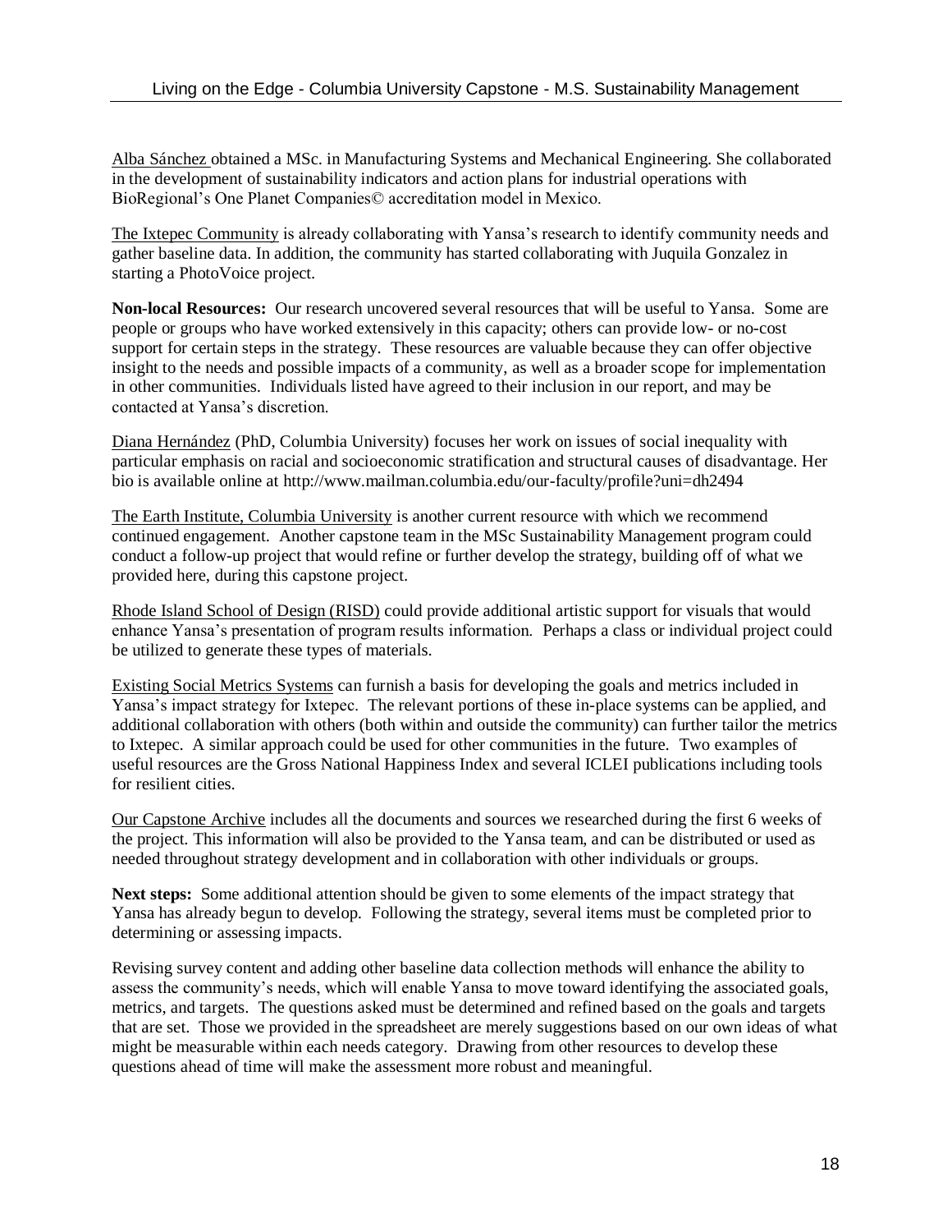Alba Sánchez obtained a MSc. in Manufacturing Systems and Mechanical Engineering. She collaborated in the development of sustainability indicators and action plans for industrial operations with BioRegional's One Planet Companies© accreditation model in Mexico.

The Ixtepec Community is already collaborating with Yansa's research to identify community needs and gather baseline data. In addition, the community has started collaborating with Juquila Gonzalez in starting a PhotoVoice project.

**Non-local Resources:** Our research uncovered several resources that will be useful to Yansa. Some are people or groups who have worked extensively in this capacity; others can provide low- or no-cost support for certain steps in the strategy. These resources are valuable because they can offer objective insight to the needs and possible impacts of a community, as well as a broader scope for implementation in other communities. Individuals listed have agreed to their inclusion in our report, and may be contacted at Yansa's discretion.

Diana Hernández (PhD, Columbia University) focuses her work on issues of social inequality with particular emphasis on racial and socioeconomic stratification and structural causes of disadvantage. Her bio is available online at http://www.mailman.columbia.edu/our-faculty/profile?uni=dh2494

The Earth Institute, Columbia University is another current resource with which we recommend continued engagement. Another capstone team in the MSc Sustainability Management program could conduct a follow-up project that would refine or further develop the strategy, building off of what we provided here, during this capstone project.

Rhode Island School of Design (RISD) could provide additional artistic support for visuals that would enhance Yansa's presentation of program results information. Perhaps a class or individual project could be utilized to generate these types of materials.

Existing Social Metrics Systems can furnish a basis for developing the goals and metrics included in Yansa's impact strategy for Ixtepec. The relevant portions of these in-place systems can be applied, and additional collaboration with others (both within and outside the community) can further tailor the metrics to Ixtepec. A similar approach could be used for other communities in the future. Two examples of useful resources are the Gross National Happiness Index and several ICLEI publications including tools for resilient cities.

Our Capstone Archive includes all the documents and sources we researched during the first 6 weeks of the project. This information will also be provided to the Yansa team, and can be distributed or used as needed throughout strategy development and in collaboration with other individuals or groups.

**Next steps:** Some additional attention should be given to some elements of the impact strategy that Yansa has already begun to develop. Following the strategy, several items must be completed prior to determining or assessing impacts.

Revising survey content and adding other baseline data collection methods will enhance the ability to assess the community's needs, which will enable Yansa to move toward identifying the associated goals, metrics, and targets. The questions asked must be determined and refined based on the goals and targets that are set. Those we provided in the spreadsheet are merely suggestions based on our own ideas of what might be measurable within each needs category. Drawing from other resources to develop these questions ahead of time will make the assessment more robust and meaningful.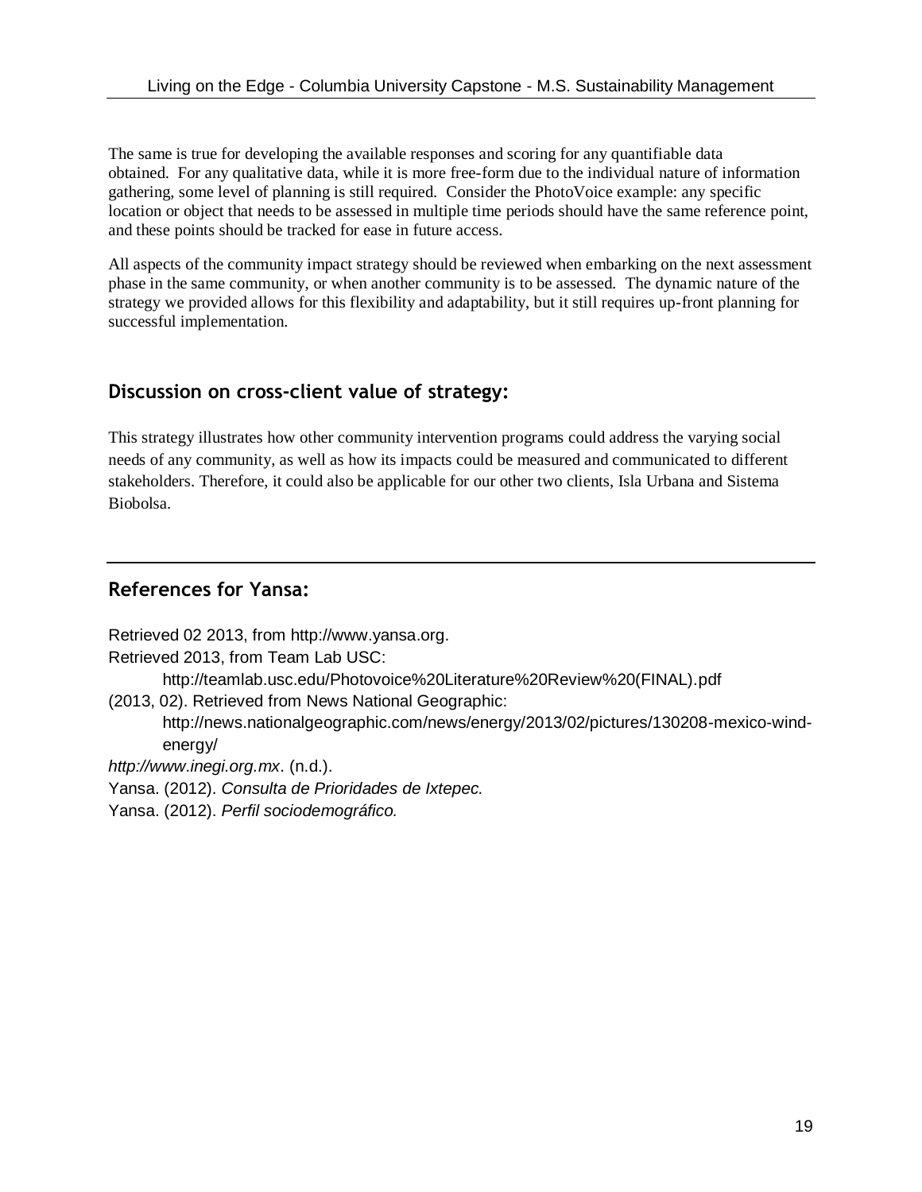The same is true for developing the available responses and scoring for any quantifiable data obtained. For any qualitative data, while it is more free-form due to the individual nature of information gathering, some level of planning is still required. Consider the PhotoVoice example: any specific location or object that needs to be assessed in multiple time periods should have the same reference point, and these points should be tracked for ease in future access.

All aspects of the community impact strategy should be reviewed when embarking on the next assessment phase in the same community, or when another community is to be assessed. The dynamic nature of the strategy we provided allows for this flexibility and adaptability, but it still requires up-front planning for successful implementation.

## Discussion on cross-client value of strategy:

This strategy illustrates how other community intervention programs could address the varying social needs of any community, as well as how its impacts could be measured and communicated to different stakeholders. Therefore, it could also be applicable for our other two clients, Isla Urbana and Sistema Biobolsa.

---

## References for Yansa:

Retrieved 02 2013, from http://www.yansa.org.

Retrieved 2013, from Team Lab USC:
    http://teamlab.usc.edu/Photovoice%20Literature%20Review%20(FINAL).pdf

(2013, 02). Retrieved from News National Geographic:
    http://news.nationalgeographic.com/news/energy/2013/02/pictures/130208-mexico-wind-energy/

*http://www.inegi.org.mx*. (n.d.).

Yansa. (2012). *Consulta de Prioridades de Ixtepec.*

Yansa. (2012). *Perfil sociodemográfico.*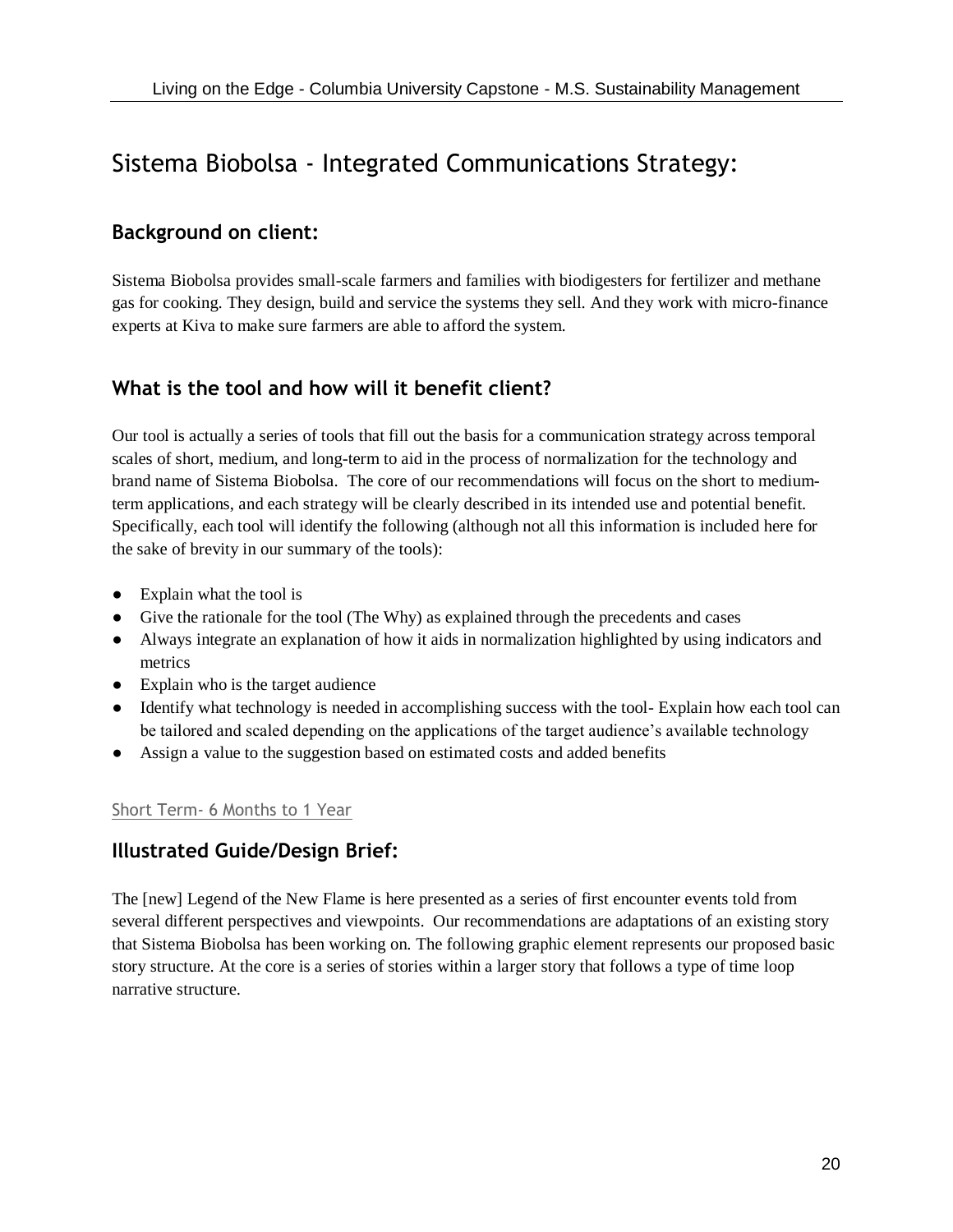# Sistema Biobolsa - Integrated Communications Strategy:

## Background on client:

Sistema Biobolsa provides small-scale farmers and families with biodigesters for fertilizer and methane gas for cooking. They design, build and service the systems they sell. And they work with micro-finance experts at Kiva to make sure farmers are able to afford the system.

## What is the tool and how will it benefit client?

Our tool is actually a series of tools that fill out the basis for a communication strategy across temporal scales of short, medium, and long-term to aid in the process of normalization for the technology and brand name of Sistema Biobolsa. The core of our recommendations will focus on the short to medium-term applications, and each strategy will be clearly described in its intended use and potential benefit. Specifically, each tool will identify the following (although not all this information is included here for the sake of brevity in our summary of the tools):

- Explain what the tool is
- Give the rationale for the tool (The Why) as explained through the precedents and cases
- Always integrate an explanation of how it aids in normalization highlighted by using indicators and metrics
- Explain who is the target audience
- Identify what technology is needed in accomplishing success with the tool- Explain how each tool can be tailored and scaled depending on the applications of the target audience's available technology
- Assign a value to the suggestion based on estimated costs and added benefits

Short Term- 6 Months to 1 Year

## Illustrated Guide/Design Brief:

The [new] Legend of the New Flame is here presented as a series of first encounter events told from several different perspectives and viewpoints. Our recommendations are adaptations of an existing story that Sistema Biobolsa has been working on. The following graphic element represents our proposed basic story structure. At the core is a series of stories within a larger story that follows a type of time loop narrative structure.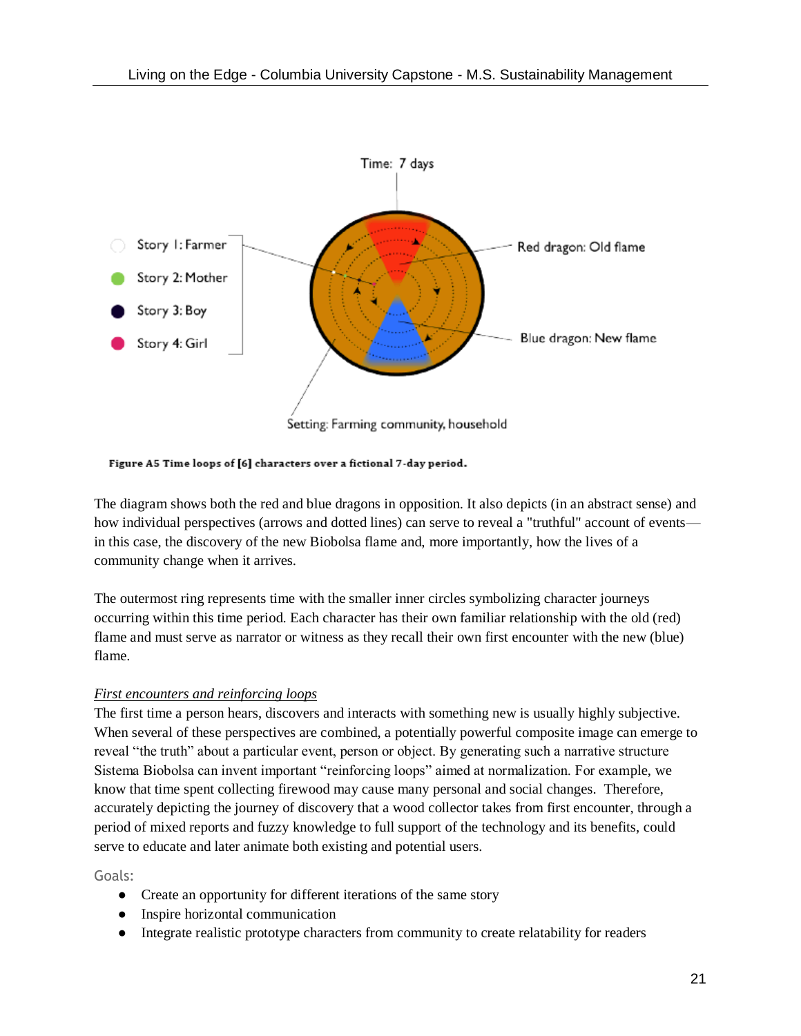Time: 7 days

Story 1: Farmer

Story 2: Mother

Story 3: Boy

Story 4: Girl

Red dragon: Old flame

Blue dragon: New flame

Setting: Farming community, household

**Figure A5 Time loops of [6] characters over a fictional 7-day period.**

The diagram shows both the red and blue dragons in opposition. It also depicts (in an abstract sense) and how individual perspectives (arrows and dotted lines) can serve to reveal a "truthful" account of events—in this case, the discovery of the new Biobolsa flame and, more importantly, how the lives of a community change when it arrives.

The outermost ring represents time with the smaller inner circles symbolizing character journeys occurring within this time period. Each character has their own familiar relationship with the old (red) flame and must serve as narrator or witness as they recall their own first encounter with the new (blue) flame.

*First encounters and reinforcing loops*

The first time a person hears, discovers and interacts with something new is usually highly subjective. When several of these perspectives are combined, a potentially powerful composite image can emerge to reveal "the truth" about a particular event, person or object. By generating such a narrative structure Sistema Biobolsa can invent important "reinforcing loops" aimed at normalization. For example, we know that time spent collecting firewood may cause many personal and social changes. Therefore, accurately depicting the journey of discovery that a wood collector takes from first encounter, through a period of mixed reports and fuzzy knowledge to full support of the technology and its benefits, could serve to educate and later animate both existing and potential users.

Goals:

- Create an opportunity for different iterations of the same story
- Inspire horizontal communication
- Integrate realistic prototype characters from community to create relatability for readers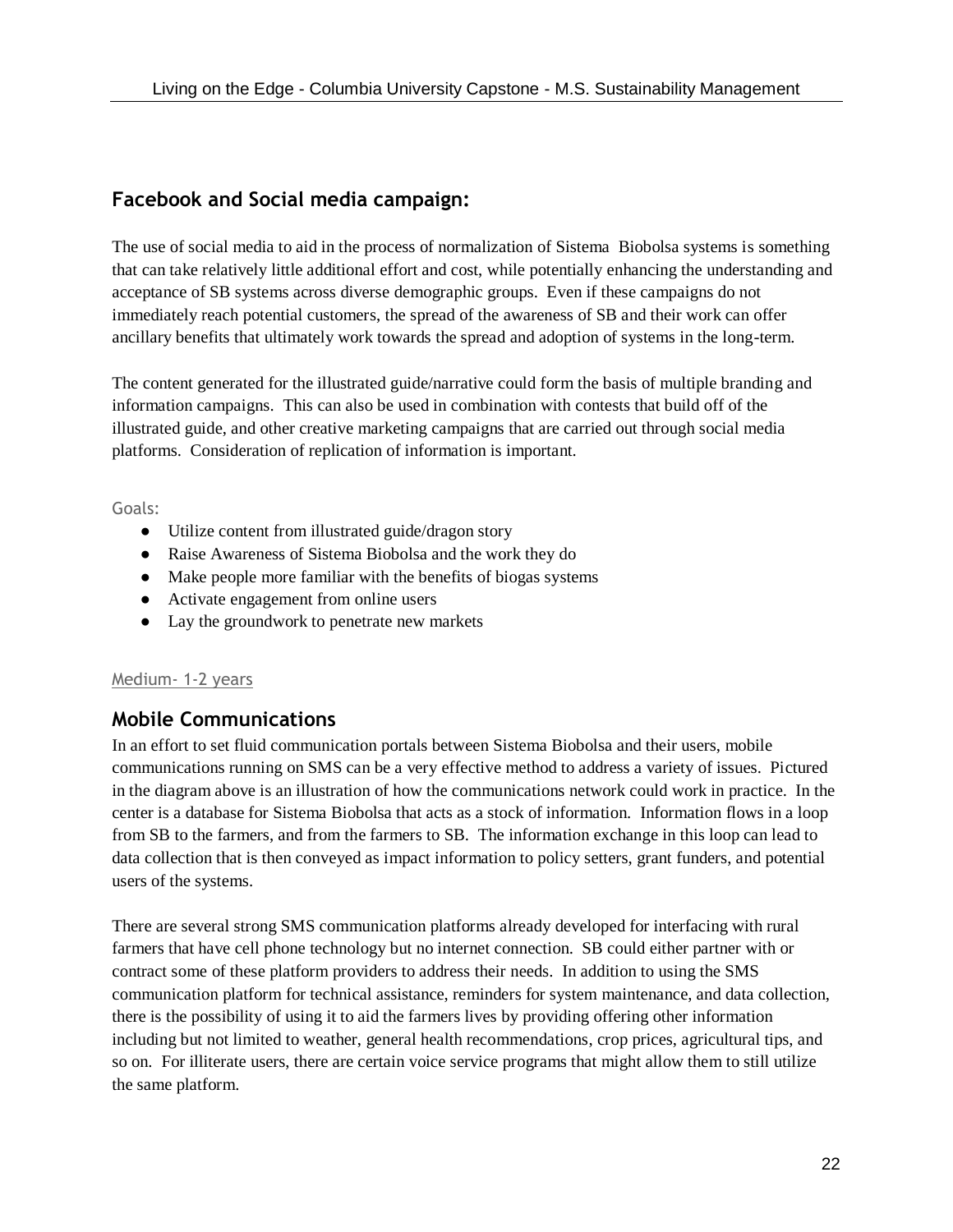## Facebook and Social media campaign:

The use of social media to aid in the process of normalization of Sistema Biobolsa systems is something that can take relatively little additional effort and cost, while potentially enhancing the understanding and acceptance of SB systems across diverse demographic groups. Even if these campaigns do not immediately reach potential customers, the spread of the awareness of SB and their work can offer ancillary benefits that ultimately work towards the spread and adoption of systems in the long-term.

The content generated for the illustrated guide/narrative could form the basis of multiple branding and information campaigns. This can also be used in combination with contests that build off of the illustrated guide, and other creative marketing campaigns that are carried out through social media platforms. Consideration of replication of information is important.

Goals:

- Utilize content from illustrated guide/dragon story
- Raise Awareness of Sistema Biobolsa and the work they do
- Make people more familiar with the benefits of biogas systems
- Activate engagement from online users
- Lay the groundwork to penetrate new markets

Medium- 1-2 years

## Mobile Communications

In an effort to set fluid communication portals between Sistema Biobolsa and their users, mobile communications running on SMS can be a very effective method to address a variety of issues. Pictured in the diagram above is an illustration of how the communications network could work in practice. In the center is a database for Sistema Biobolsa that acts as a stock of information. Information flows in a loop from SB to the farmers, and from the farmers to SB. The information exchange in this loop can lead to data collection that is then conveyed as impact information to policy setters, grant funders, and potential users of the systems.

There are several strong SMS communication platforms already developed for interfacing with rural farmers that have cell phone technology but no internet connection. SB could either partner with or contract some of these platform providers to address their needs. In addition to using the SMS communication platform for technical assistance, reminders for system maintenance, and data collection, there is the possibility of using it to aid the farmers lives by providing offering other information including but not limited to weather, general health recommendations, crop prices, agricultural tips, and so on. For illiterate users, there are certain voice service programs that might allow them to still utilize the same platform.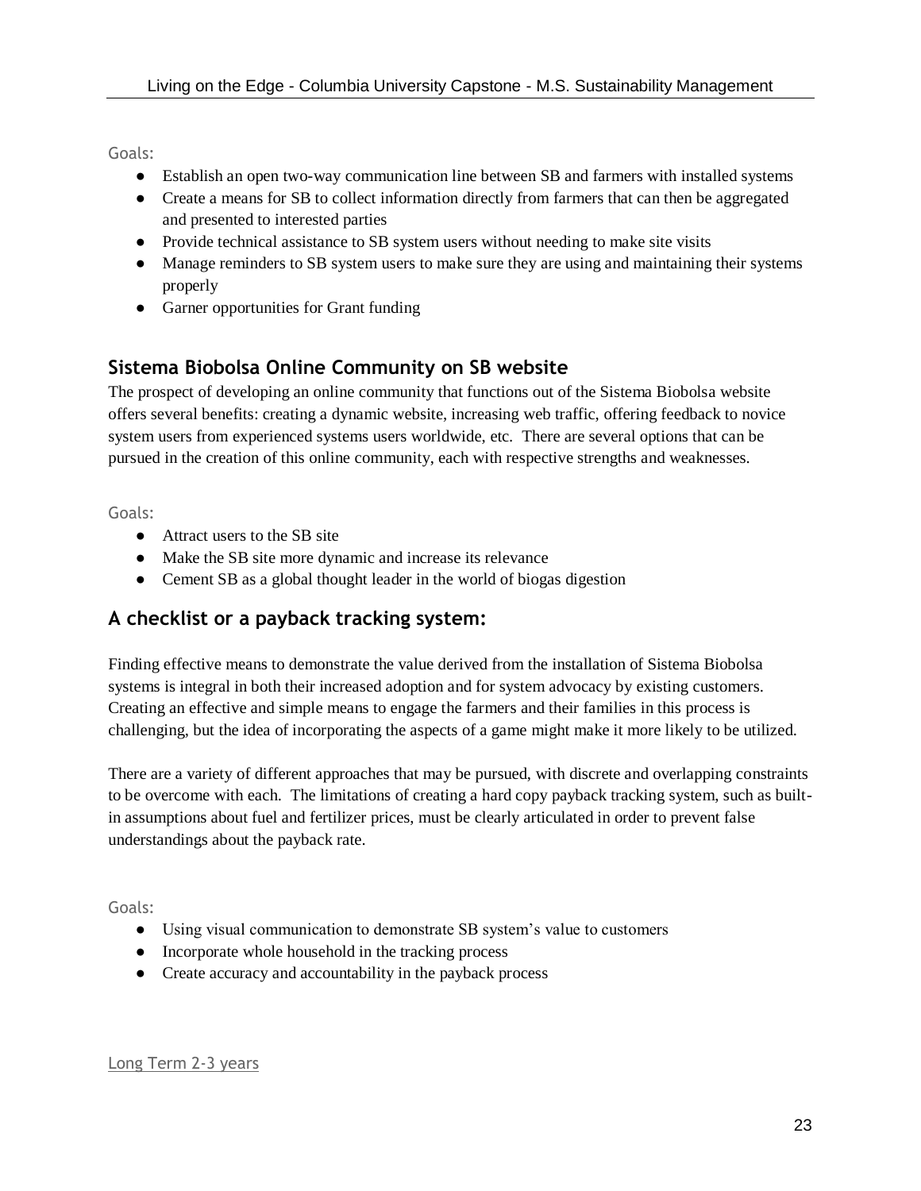Goals:

- Establish an open two-way communication line between SB and farmers with installed systems
- Create a means for SB to collect information directly from farmers that can then be aggregated and presented to interested parties
- Provide technical assistance to SB system users without needing to make site visits
- Manage reminders to SB system users to make sure they are using and maintaining their systems properly
- Garner opportunities for Grant funding

## Sistema Biobolsa Online Community on SB website

The prospect of developing an online community that functions out of the Sistema Biobolsa website offers several benefits: creating a dynamic website, increasing web traffic, offering feedback to novice system users from experienced systems users worldwide, etc. There are several options that can be pursued in the creation of this online community, each with respective strengths and weaknesses.

Goals:

- Attract users to the SB site
- Make the SB site more dynamic and increase its relevance
- Cement SB as a global thought leader in the world of biogas digestion

## A checklist or a payback tracking system:

Finding effective means to demonstrate the value derived from the installation of Sistema Biobolsa systems is integral in both their increased adoption and for system advocacy by existing customers. Creating an effective and simple means to engage the farmers and their families in this process is challenging, but the idea of incorporating the aspects of a game might make it more likely to be utilized.

There are a variety of different approaches that may be pursued, with discrete and overlapping constraints to be overcome with each. The limitations of creating a hard copy payback tracking system, such as built-in assumptions about fuel and fertilizer prices, must be clearly articulated in order to prevent false understandings about the payback rate.

Goals:

- Using visual communication to demonstrate SB system's value to customers
- Incorporate whole household in the tracking process
- Create accuracy and accountability in the payback process

Long Term 2-3 years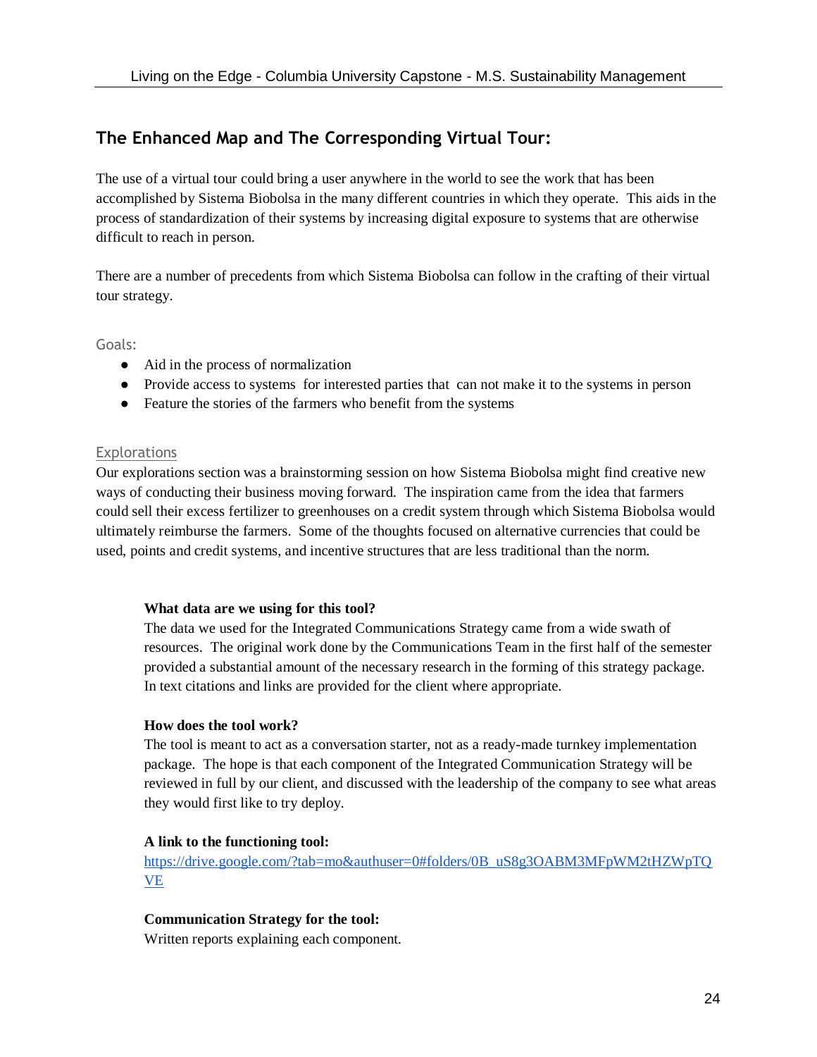## The Enhanced Map and The Corresponding Virtual Tour:

The use of a virtual tour could bring a user anywhere in the world to see the work that has been accomplished by Sistema Biobolsa in the many different countries in which they operate. This aids in the process of standardization of their systems by increasing digital exposure to systems that are otherwise difficult to reach in person.

There are a number of precedents from which Sistema Biobolsa can follow in the crafting of their virtual tour strategy.

### Goals:

- Aid in the process of normalization
- Provide access to systems for interested parties that can not make it to the systems in person
- Feature the stories of the farmers who benefit from the systems

### Explorations

Our explorations section was a brainstorming session on how Sistema Biobolsa might find creative new ways of conducting their business moving forward. The inspiration came from the idea that farmers could sell their excess fertilizer to greenhouses on a credit system through which Sistema Biobolsa would ultimately reimburse the farmers. Some of the thoughts focused on alternative currencies that could be used, points and credit systems, and incentive structures that are less traditional than the norm.

**What data are we using for this tool?**
The data we used for the Integrated Communications Strategy came from a wide swath of resources. The original work done by the Communications Team in the first half of the semester provided a substantial amount of the necessary research in the forming of this strategy package. In text citations and links are provided for the client where appropriate.

**How does the tool work?**
The tool is meant to act as a conversation starter, not as a ready-made turnkey implementation package. The hope is that each component of the Integrated Communication Strategy will be reviewed in full by our client, and discussed with the leadership of the company to see what areas they would first like to try deploy.

**A link to the functioning tool:**
https://drive.google.com/?tab=mo&authuser=0#folders/0B_uS8g3OABM3MFpWM2tHZWpTQVE

**Communication Strategy for the tool:**
Written reports explaining each component.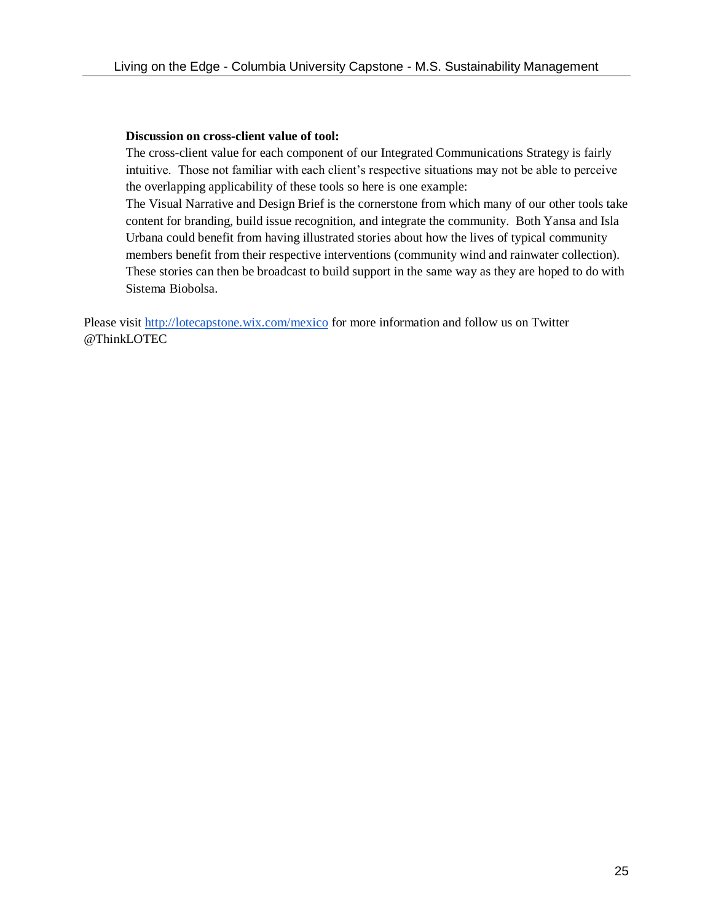**Discussion on cross-client value of tool:**

The cross-client value for each component of our Integrated Communications Strategy is fairly intuitive. Those not familiar with each client's respective situations may not be able to perceive the overlapping applicability of these tools so here is one example:

The Visual Narrative and Design Brief is the cornerstone from which many of our other tools take content for branding, build issue recognition, and integrate the community. Both Yansa and Isla Urbana could benefit from having illustrated stories about how the lives of typical community members benefit from their respective interventions (community wind and rainwater collection). These stories can then be broadcast to build support in the same way as they are hoped to do with Sistema Biobolsa.

Please visit [http://lotecapstone.wix.com/mexico](http://lotecapstone.wix.com/mexico) for more information and follow us on Twitter @ThinkLOTEC